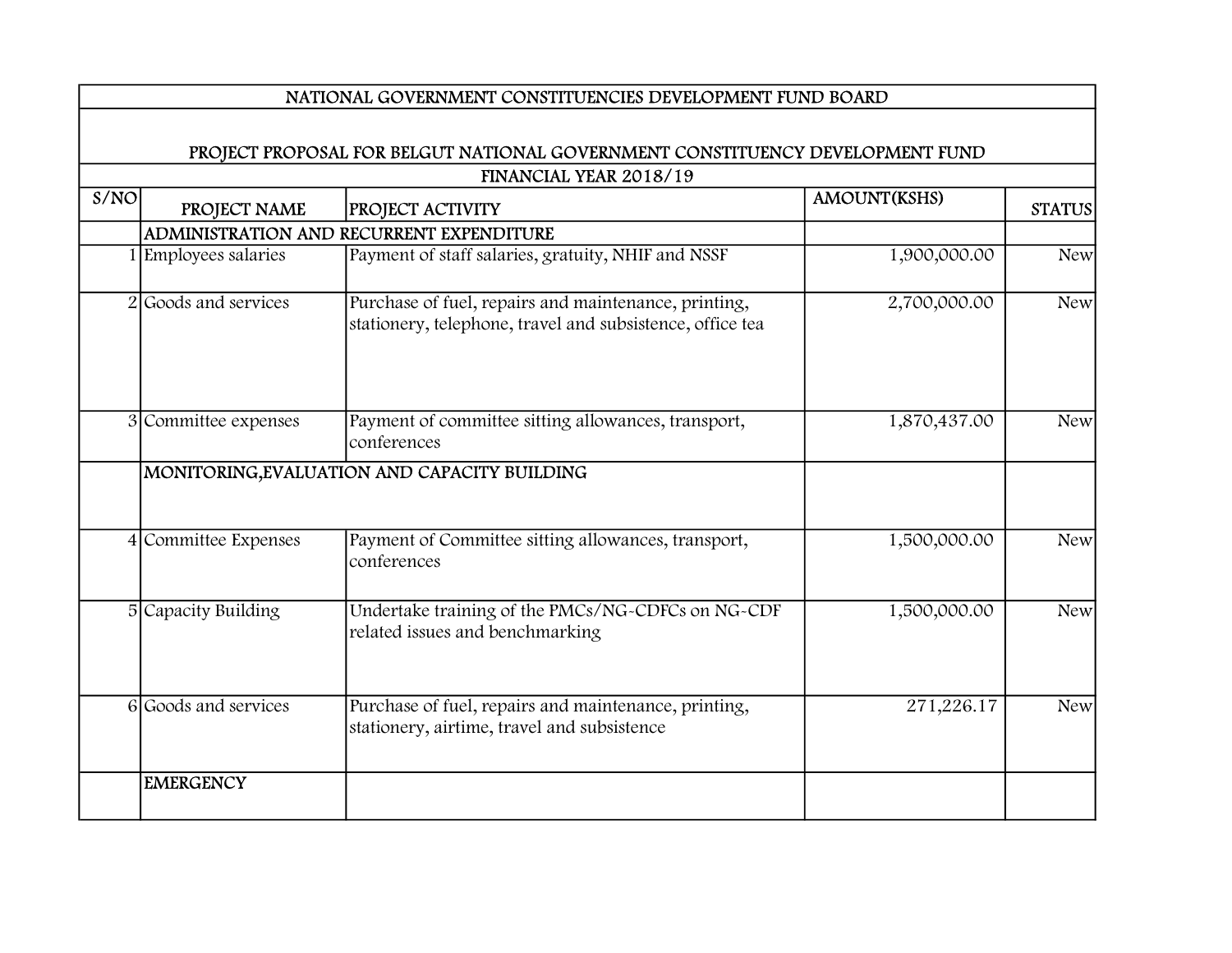| NATIONAL GOVERNMENT CONSTITUENCIES DEVELOPMENT FUND BOARD | | | | |
|---|---|---|---|---|
| PROJECT PROPOSAL FOR BELGUT NATIONAL GOVERNMENT CONSTITUENCY DEVELOPMENT FUND | | | | |
| FINANCIAL YEAR 2018/19 | | | | |
| S/NO | PROJECT NAME | PROJECT ACTIVITY | AMOUNT(KSHS) | STATUS |
| | ADMINISTRATION AND RECURRENT EXPENDITURE | | | |
| 1 | Employees salaries | Payment of staff salaries, gratuity, NHIF and NSSF | 1,900,000.00 | New |
| 2 | Goods and services | Purchase of fuel, repairs and maintenance, printing, stationery, telephone, travel and subsistence, office tea | 2,700,000.00 | New |
| 3 | Committee expenses | Payment of committee sitting allowances, transport, conferences | 1,870,437.00 | New |
| | MONITORING,EVALUATION AND CAPACITY BUILDING | | | |
| 4 | Committee Expenses | Payment of Committee sitting allowances, transport, conferences | 1,500,000.00 | New |
| 5 | Capacity Building | Undertake training of the PMCs/NG-CDFCs on NG-CDF related issues and benchmarking | 1,500,000.00 | New |
| 6 | Goods and services | Purchase of fuel, repairs and maintenance, printing, stationery, airtime, travel and subsistence | 271,226.17 | New |
| | EMERGENCY | | | |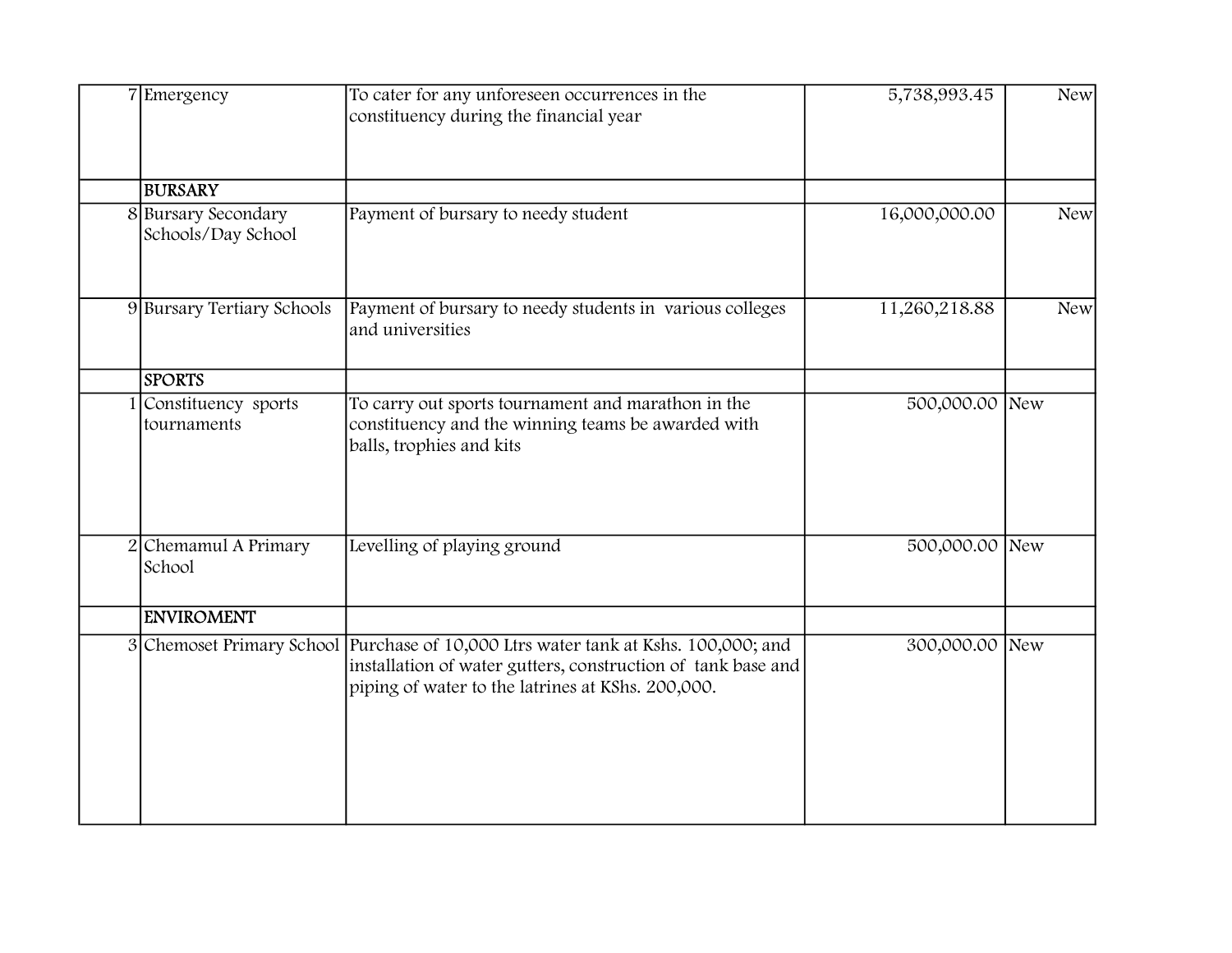| | | | | |
|---|---|---|---|---|
| 7 | Emergency | To cater for any unforeseen occurrences in the constituency during the financial year | 5,738,993.45 | New |
| | **BURSARY** | | | |
| 8 | Bursary Secondary Schools/Day School | Payment of bursary to needy student | 16,000,000.00 | New |
| 9 | Bursary Tertiary Schools | Payment of bursary to needy students in various colleges and universities | 11,260,218.88 | New |
| | **SPORTS** | | | |
| 1 | Constituency sports tournaments | To carry out sports tournament and marathon in the constituency and the winning teams be awarded with balls, trophies and kits | 500,000.00 | New |
| 2 | Chemamul A Primary School | Levelling of playing ground | 500,000.00 | New |
| | **ENVIROMENT** | | | |
| 3 | Chemoset Primary School | Purchase of 10,000 Ltrs water tank at Kshs. 100,000; and installation of water gutters, construction of tank base and piping of water to the latrines at KShs. 200,000. | 300,000.00 | New |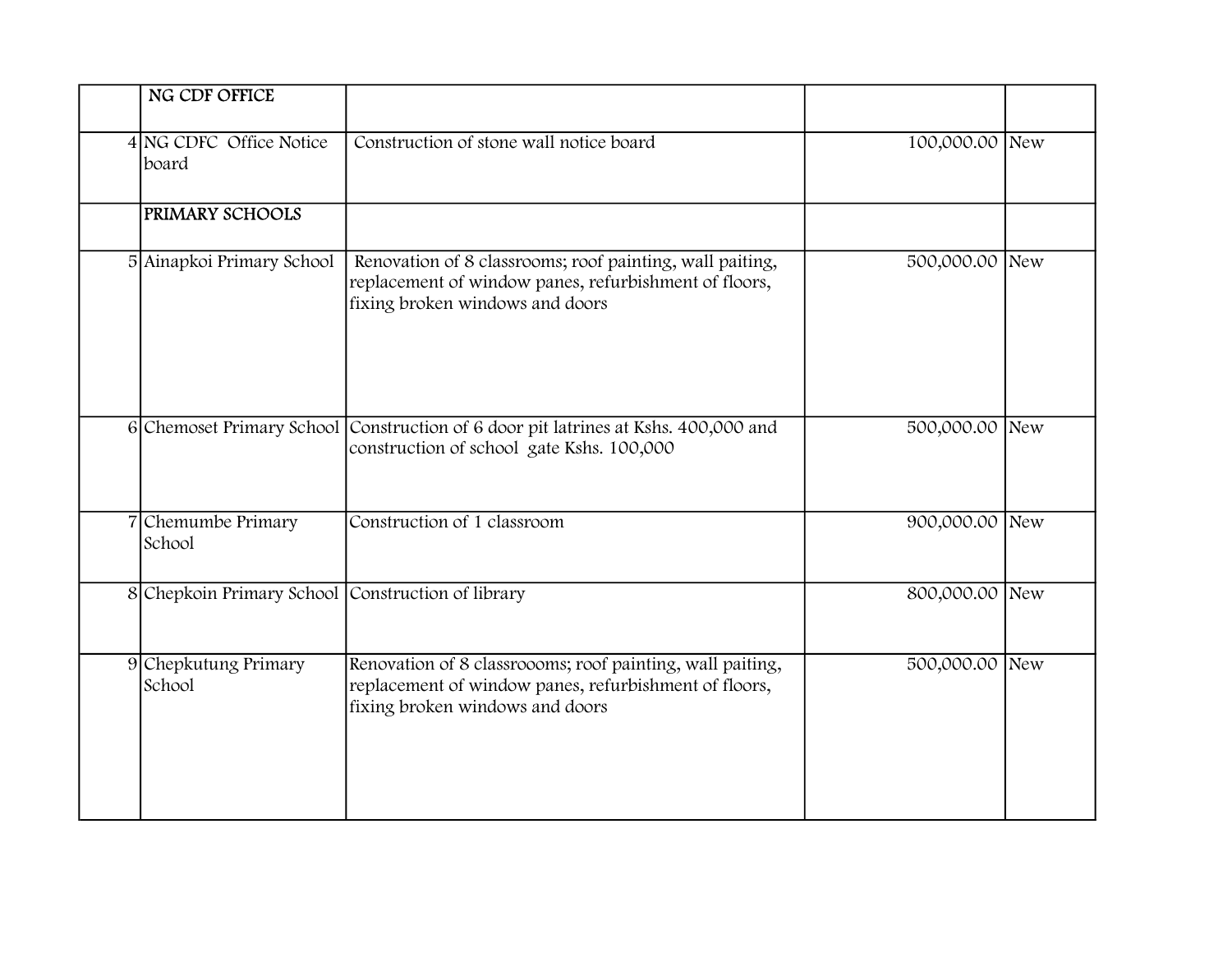| | NG CDF OFFICE | | | |
|---|---|---|---|---|
| 4 | NG CDFC Office Notice board | Construction of stone wall notice board | 100,000.00 | New |
| | **PRIMARY SCHOOLS** | | | |
| 5 | Ainapkoi Primary School | Renovation of 8 classrooms; roof painting, wall paiting, replacement of window panes, refurbishment of floors, fixing broken windows and doors | 500,000.00 | New |
| 6 | Chemoset Primary School | Construction of 6 door pit latrines at Kshs. 400,000 and construction of school gate Kshs. 100,000 | 500,000.00 | New |
| 7 | Chemumbe Primary School | Construction of 1 classroom | 900,000.00 | New |
| 8 | Chepkoin Primary School | Construction of library | 800,000.00 | New |
| 9 | Chepkutung Primary School | Renovation of 8 classroooms; roof painting, wall paiting, replacement of window panes, refurbishment of floors, fixing broken windows and doors | 500,000.00 | New |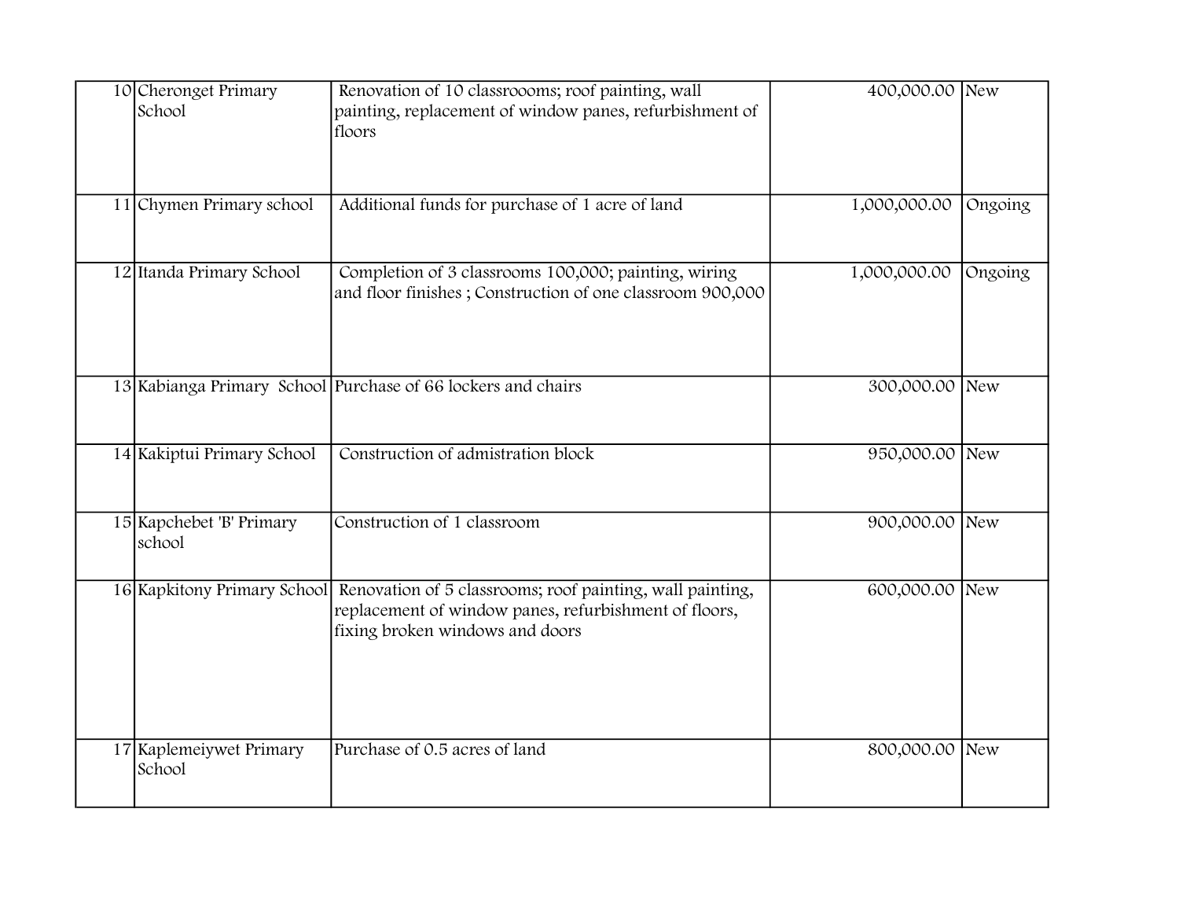| | | | | |
|---|---|---|---|---|
| 10 | Cheronget Primary School | Renovation of 10 classroooms; roof painting, wall painting, replacement of window panes, refurbishment of floors | 400,000.00 | New |
| 11 | Chymen Primary school | Additional funds for purchase of 1 acre of land | 1,000,000.00 | Ongoing |
| 12 | Itanda Primary School | Completion of 3 classrooms 100,000; painting, wiring and floor finishes ; Construction of one classroom 900,000 | 1,000,000.00 | Ongoing |
| 13 | Kabianga Primary School | Purchase of 66 lockers and chairs | 300,000.00 | New |
| 14 | Kakiptui Primary School | Construction of admistration block | 950,000.00 | New |
| 15 | Kapchebet 'B' Primary school | Construction of 1 classroom | 900,000.00 | New |
| 16 | Kapkitony Primary School | Renovation of 5 classrooms; roof painting, wall painting, replacement of window panes, refurbishment of floors, fixing broken windows and doors | 600,000.00 | New |
| 17 | Kaplemeiywet Primary School | Purchase of 0.5 acres of land | 800,000.00 | New |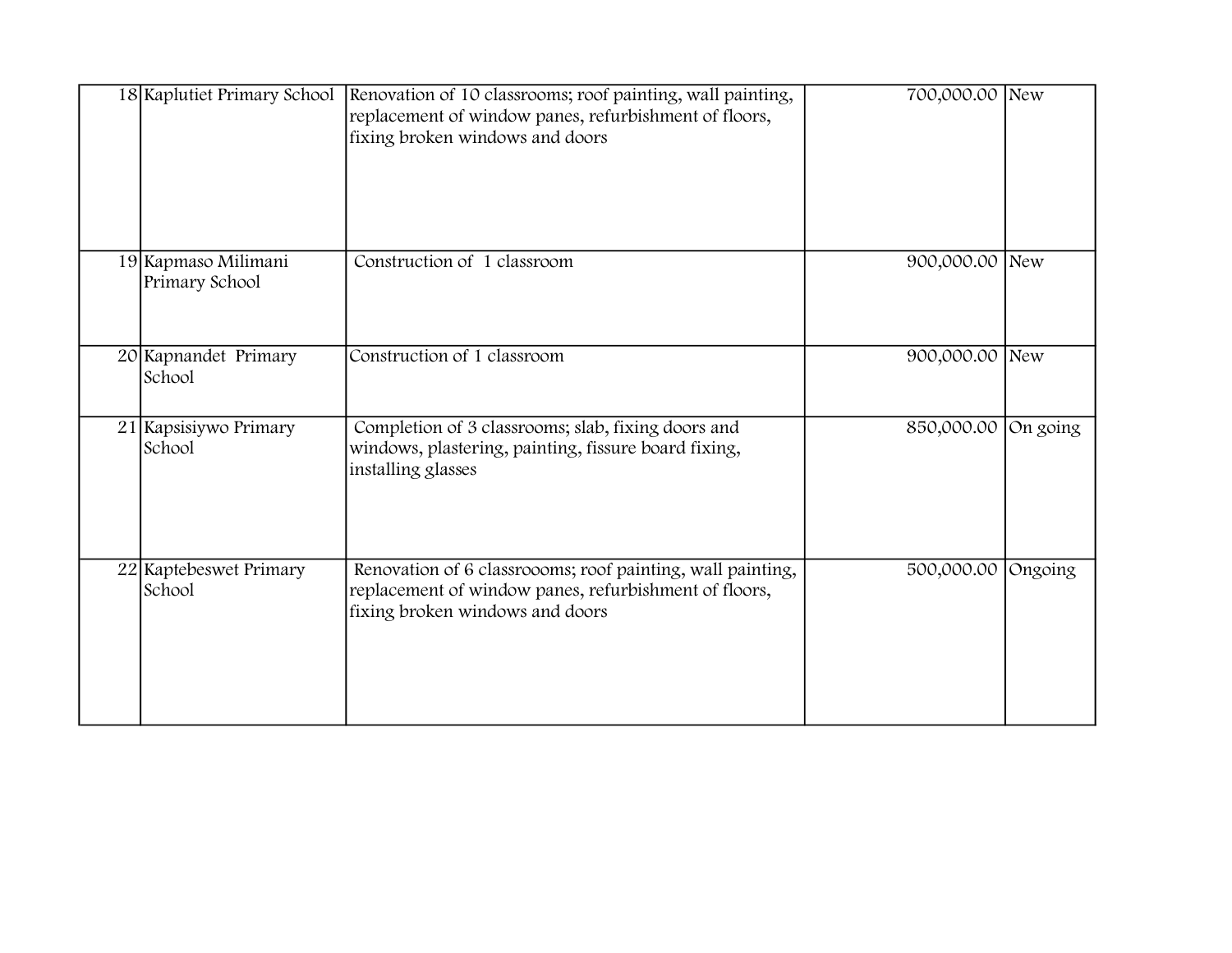| | | | | |
|---|---|---|---|---|
| 18 | Kaplutiet Primary School | Renovation of 10 classrooms; roof painting, wall painting, replacement of window panes, refurbishment of floors, fixing broken windows and doors | 700,000.00 | New |
| 19 | Kapmaso Milimani Primary School | Construction of 1 classroom | 900,000.00 | New |
| 20 | Kapnandet Primary School | Construction of 1 classroom | 900,000.00 | New |
| 21 | Kapsisiywo Primary School | Completion of 3 classrooms; slab, fixing doors and windows, plastering, painting, fissure board fixing, installing glasses | 850,000.00 | On going |
| 22 | Kaptebeswet Primary School | Renovation of 6 classroooms; roof painting, wall painting, replacement of window panes, refurbishment of floors, fixing broken windows and doors | 500,000.00 | Ongoing |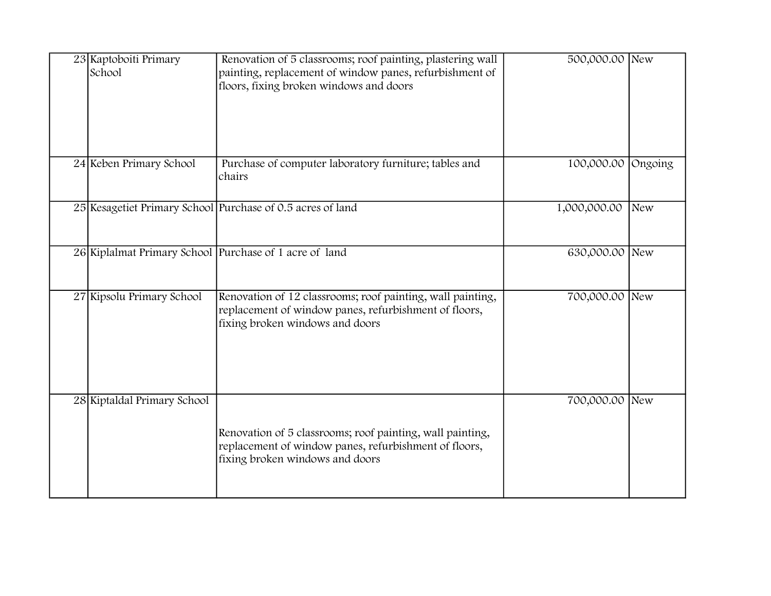| | | | | |
|---|---|---|---|---|
| 23 | Kaptoboiti Primary School | Renovation of 5 classrooms; roof painting, plastering wall painting, replacement of window panes, refurbishment of floors, fixing broken windows and doors | 500,000.00 | New |
| 24 | Keben Primary School | Purchase of computer laboratory furniture; tables and chairs | 100,000.00 | Ongoing |
| 25 | Kesagetiet Primary School | Purchase of 0.5 acres of land | 1,000,000.00 | New |
| 26 | Kiplalmat Primary School | Purchase of 1 acre of land | 630,000.00 | New |
| 27 | Kipsolu Primary School | Renovation of 12 classrooms; roof painting, wall painting, replacement of window panes, refurbishment of floors, fixing broken windows and doors | 700,000.00 | New |
| 28 | Kiptaldal Primary School | Renovation of 5 classrooms; roof painting, wall painting, replacement of window panes, refurbishment of floors, fixing broken windows and doors | 700,000.00 | New |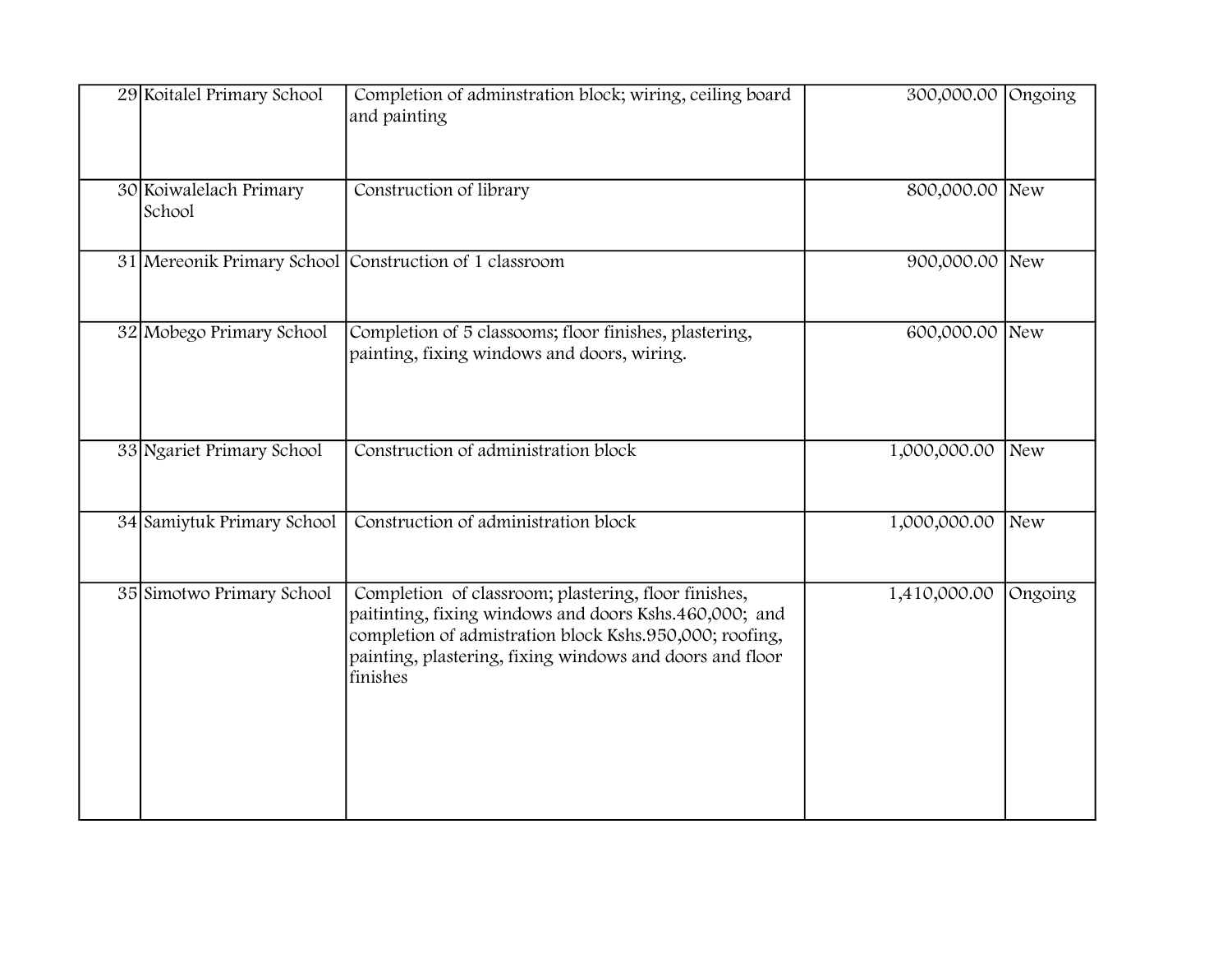| 29 | Koitalel Primary School | Completion of adminstration block; wiring, ceiling board and painting | 300,000.00 | Ongoing |
|---|---|---|---|---|
| 30 | Koiwalelach Primary School | Construction of library | 800,000.00 | New |
| 31 | Mereonik Primary School | Construction of 1 classroom | 900,000.00 | New |
| 32 | Mobego Primary School | Completion of 5 classooms; floor finishes, plastering, painting, fixing windows and doors, wiring. | 600,000.00 | New |
| 33 | Ngariet Primary School | Construction of administration block | 1,000,000.00 | New |
| 34 | Samiytuk Primary School | Construction of administration block | 1,000,000.00 | New |
| 35 | Simotwo Primary School | Completion of classroom; plastering, floor finishes, paitinting, fixing windows and doors Kshs.460,000; and completion of admistration block Kshs.950,000; roofing, painting, plastering, fixing windows and doors and floor finishes | 1,410,000.00 | Ongoing |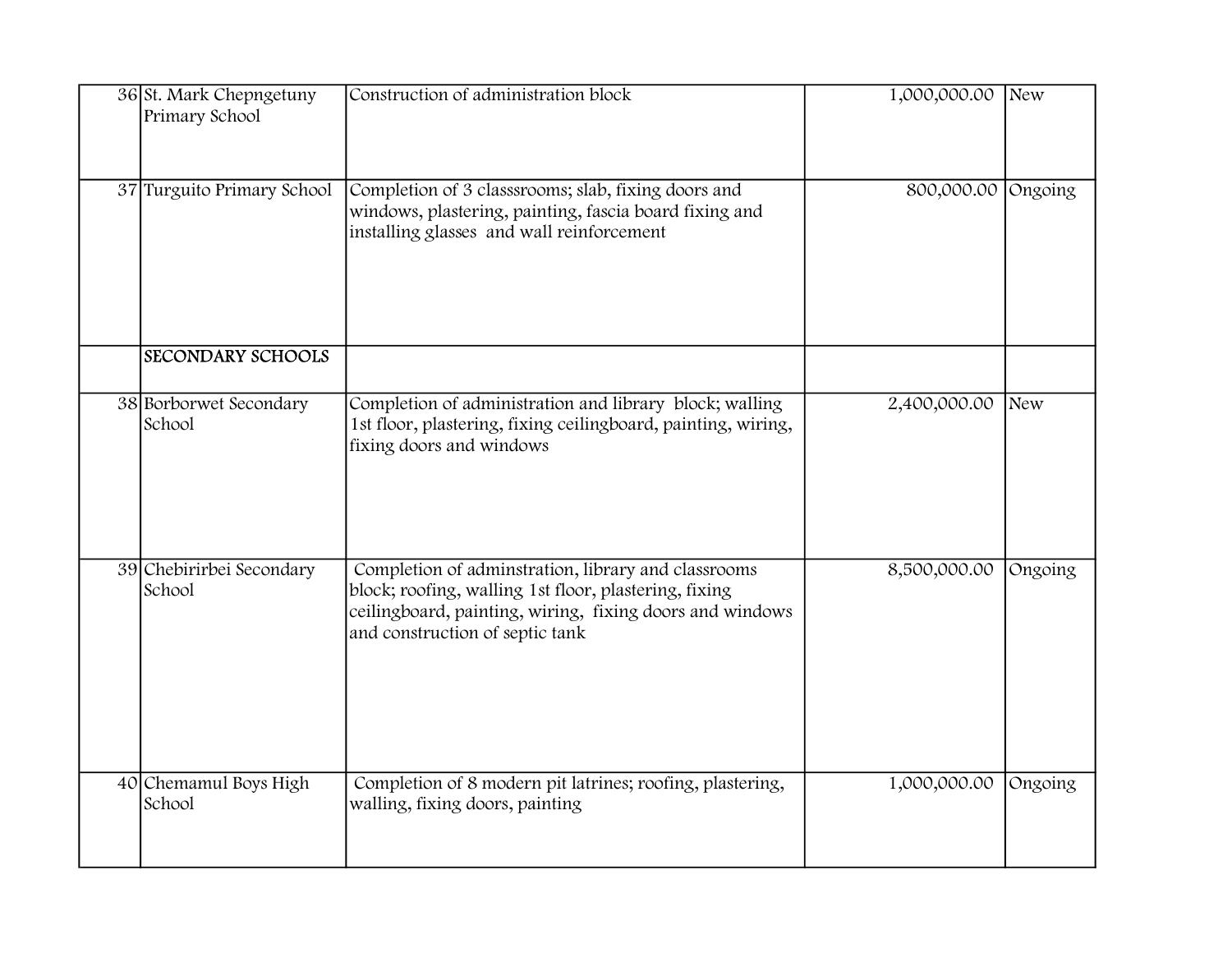| | | | | |
|---|---|---|---|---|
| 36 | St. Mark Chepngetuny Primary School | Construction of administration block | 1,000,000.00 | New |
| 37 | Turguito Primary School | Completion of 3 classsrooms; slab, fixing doors and windows, plastering, painting, fascia board fixing and installing glasses and wall reinforcement | 800,000.00 | Ongoing |
| | **SECONDARY SCHOOLS** | | | |
| 38 | Borborwet Secondary School | Completion of administration and library block; walling 1st floor, plastering, fixing ceilingboard, painting, wiring, fixing doors and windows | 2,400,000.00 | New |
| 39 | Chebirirbei Secondary School | Completion of adminstration, library and classrooms block; roofing, walling 1st floor, plastering, fixing ceilingboard, painting, wiring, fixing doors and windows and construction of septic tank | 8,500,000.00 | Ongoing |
| 40 | Chemamul Boys High School | Completion of 8 modern pit latrines; roofing, plastering, walling, fixing doors, painting | 1,000,000.00 | Ongoing |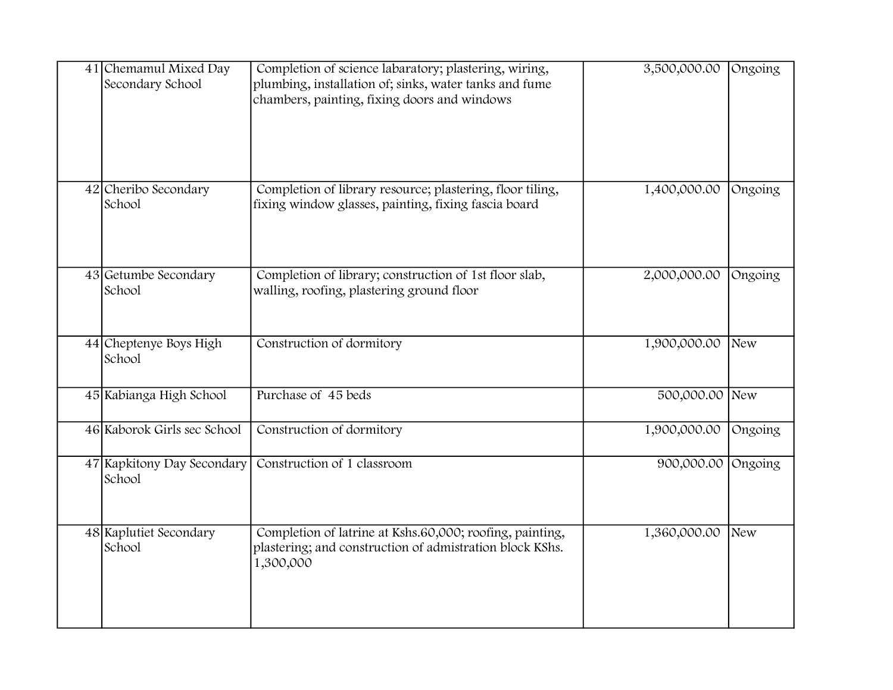| | | | | |
|---|---|---|---|---|
| 41 | Chemamul Mixed Day Secondary School | Completion of science labaratory; plastering, wiring, plumbing, installation of; sinks, water tanks and fume chambers, painting, fixing doors and windows | 3,500,000.00 | Ongoing |
| 42 | Cheribo Secondary School | Completion of library resource; plastering, floor tiling, fixing window glasses, painting, fixing fascia board | 1,400,000.00 | Ongoing |
| 43 | Getumbe Secondary School | Completion of library; construction of 1st floor slab, walling, roofing, plastering ground floor | 2,000,000.00 | Ongoing |
| 44 | Cheptenye Boys High School | Construction of dormitory | 1,900,000.00 | New |
| 45 | Kabianga High School | Purchase of 45 beds | 500,000.00 | New |
| 46 | Kaborok Girls sec School | Construction of dormitory | 1,900,000.00 | Ongoing |
| 47 | Kapkitony Day Secondary School | Construction of 1 classroom | 900,000.00 | Ongoing |
| 48 | Kaplutiet Secondary School | Completion of latrine at Kshs.60,000; roofing, painting, plastering; and construction of admistration block KShs. 1,300,000 | 1,360,000.00 | New |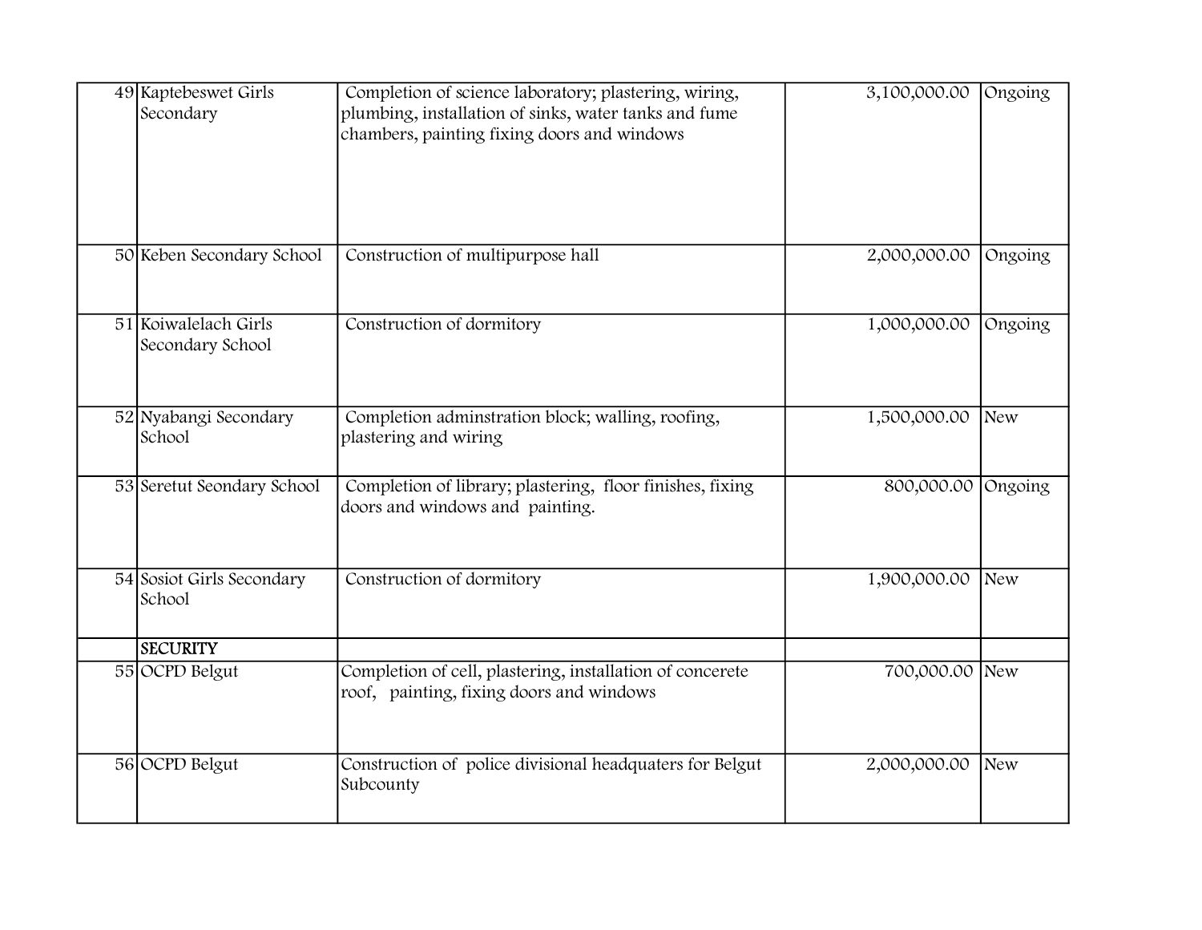| | | | | |
|---|---|---|---|---|
| 49 | Kaptebeswet Girls Secondary | Completion of science laboratory; plastering, wiring, plumbing, installation of sinks, water tanks and fume chambers, painting fixing doors and windows | 3,100,000.00 | Ongoing |
| 50 | Keben Secondary School | Construction of multipurpose hall | 2,000,000.00 | Ongoing |
| 51 | Koiwalelach Girls Secondary School | Construction of dormitory | 1,000,000.00 | Ongoing |
| 52 | Nyabangi Secondary School | Completion adminstration block; walling, roofing, plastering and wiring | 1,500,000.00 | New |
| 53 | Seretut Seondary School | Completion of library; plastering, floor finishes, fixing doors and windows and painting. | 800,000.00 | Ongoing |
| 54 | Sosiot Girls Secondary School | Construction of dormitory | 1,900,000.00 | New |
| | **SECURITY** | | | |
| 55 | OCPD Belgut | Completion of cell, plastering, installation of concerete roof, painting, fixing doors and windows | 700,000.00 | New |
| 56 | OCPD Belgut | Construction of police divisional headquaters for Belgut Subcounty | 2,000,000.00 | New |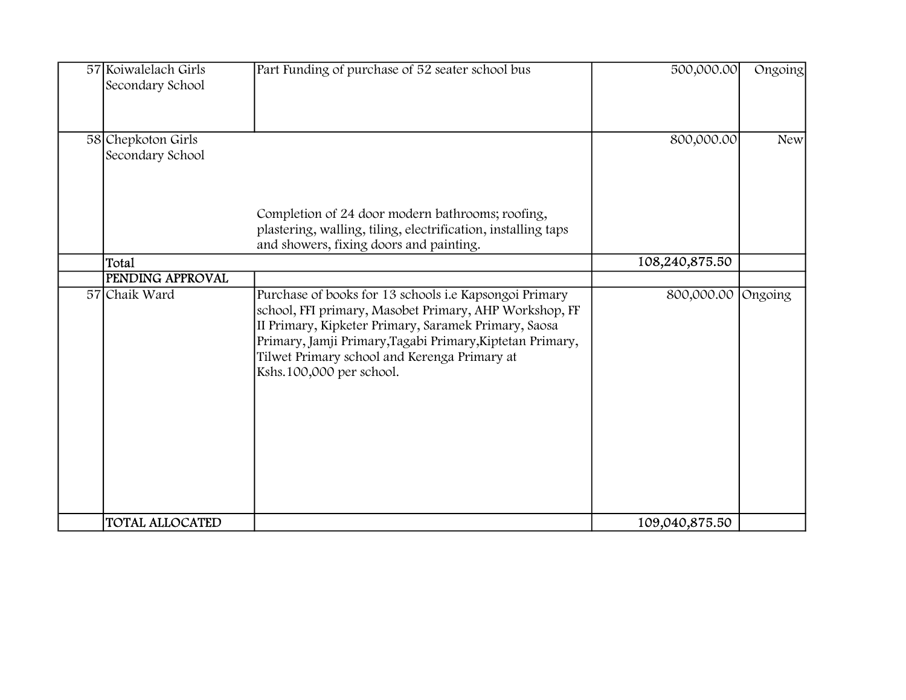| | | | | |
|---|---|---|---|---|
| 57 | Koiwalelach Girls Secondary School | Part Funding of purchase of 52 seater school bus | 500,000.00 | Ongoing |
| 58 | Chepkoton Girls Secondary School | Completion of 24 door modern bathrooms; roofing, plastering, walling, tiling, electrification, installing taps and showers, fixing doors and painting. | 800,000.00 | New |
| | Total | | 108,240,875.50 | |
| | PENDING APPROVAL | | | |
| 57 | Chaik Ward | Purchase of books for 13 schools i.e Kapsongoi Primary school, FFI primary, Masobet Primary, AHP Workshop, FF II Primary, Kipketer Primary, Saramek Primary, Saosa Primary, Jamji Primary,Tagabi Primary,Kiptetan Primary, Tilwet Primary school and Kerenga Primary at Kshs.100,000 per school. | 800,000.00 | Ongoing |
| | TOTAL ALLOCATED | | 109,040,875.50 | |